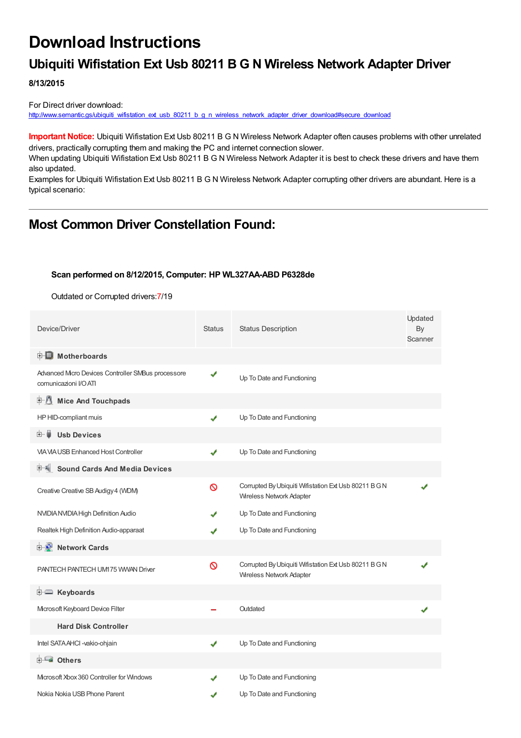# Download Instructions

## Ubiquiti Wifistation Ext Usb 80211 B G N Wireless Network Adapter Driver

**8/13/2015**

For Direct driver download:
http://www.semantic.gs/ubiquiti_wifistation_ext_usb_80211_b_g_n_wireless_network_adapter_driver_download#secure_download

**Important Notice:** Ubiquiti Wifistation Ext Usb 80211 B G N Wireless Network Adapter often causes problems with other unrelated drivers, practically corrupting them and making the PC and internet connection slower.
When updating Ubiquiti Wifistation Ext Usb 80211 B G N Wireless Network Adapter it is best to check these drivers and have them also updated.
Examples for Ubiquiti Wifistation Ext Usb 80211 B G N Wireless Network Adapter corrupting other drivers are abundant. Here is a typical scenario:

---

## Most Common Driver Constellation Found:

**Scan performed on 8/12/2015, Computer: HP WL327AA-ABD P6328de**

Outdated or Corrupted drivers:7/19

| Device/Driver | Status | Status Description | Updated By Scanner |
|---|---|---|---|
| **Motherboards** | | | |
| Advanced Micro Devices Controller SMBus processore comunicazioni I/O ATI | ✔ | Up To Date and Functioning | |
| **Mice And Touchpads** | | | |
| HP HID-compliant muis | ✔ | Up To Date and Functioning | |
| **Usb Devices** | | | |
| VIA VIA USB Enhanced Host Controller | ✔ | Up To Date and Functioning | |
| **Sound Cards And Media Devices** | | | |
| Creative Creative SB Audigy 4 (WDM) | ⊘ | Corrupted By Ubiquiti Wifistation Ext Usb 80211 B G N Wireless Network Adapter | ✔ |
| NVIDIA NVIDIA High Definition Audio | ✔ | Up To Date and Functioning | |
| Realtek High Definition Audio-apparaat | ✔ | Up To Date and Functioning | |
| **Network Cards** | | | |
| PANTECH PANTECH UM175 WWAN Driver | ⊘ | Corrupted By Ubiquiti Wifistation Ext Usb 80211 B G N Wireless Network Adapter | ✔ |
| **Keyboards** | | | |
| Microsoft Keyboard Device Filter | – | Outdated | ✔ |
| **Hard Disk Controller** | | | |
| Intel SATA AHCI -vakio-ohjain | ✔ | Up To Date and Functioning | |
| **Others** | | | |
| Microsoft Xbox 360 Controller for Windows | ✔ | Up To Date and Functioning | |
| Nokia Nokia USB Phone Parent | ✔ | Up To Date and Functioning | |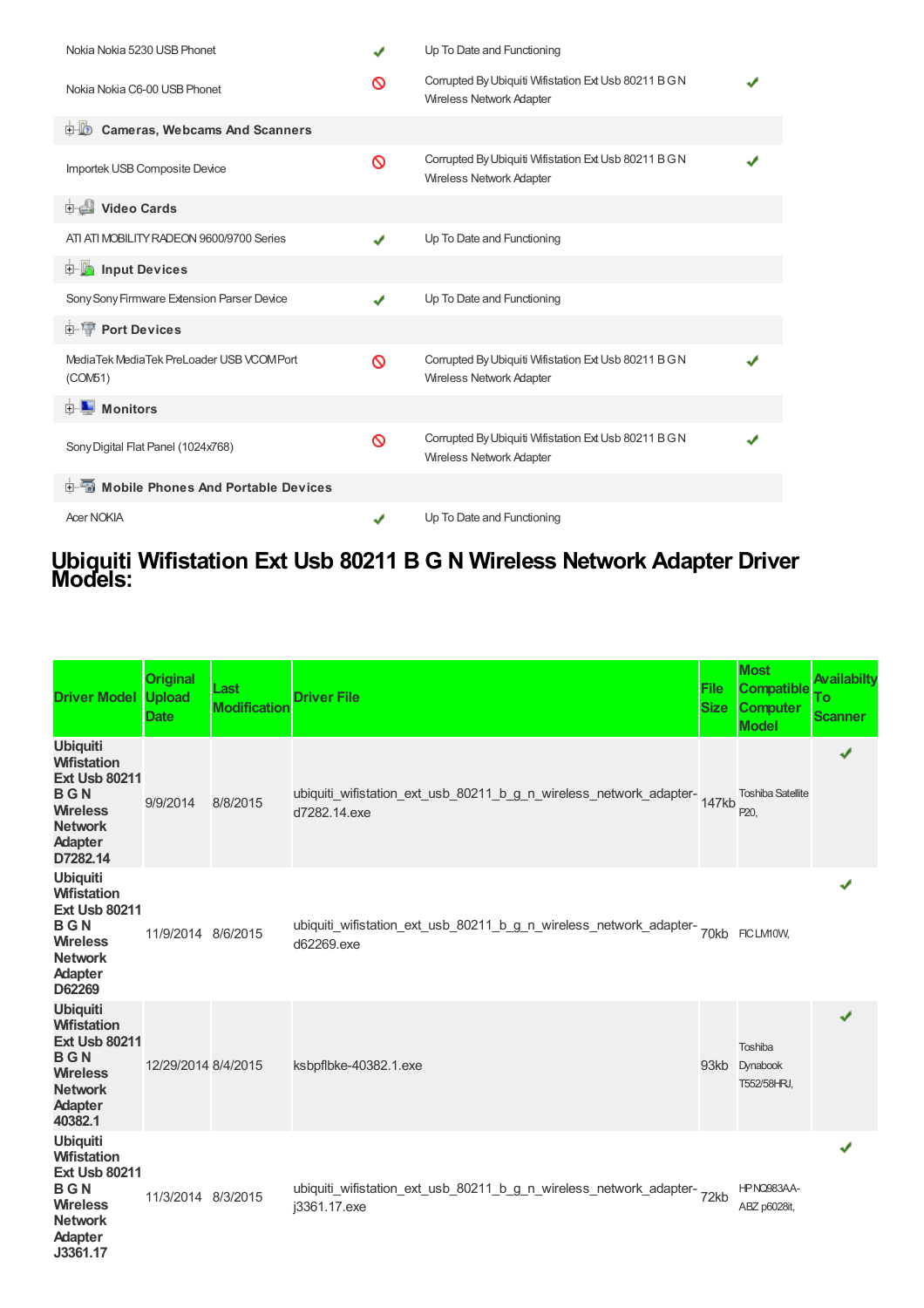| | | | |
|---|---|---|---|
| Nokia Nokia 5230 USB Phonet | ✔ | Up To Date and Functioning | |
| Nokia Nokia C6-00 USB Phonet | 🚫 | Corrupted By Ubiquiti Wifistation Ext Usb 80211 B G N Wireless Network Adapter | ✔ |
| **Cameras, Webcams And Scanners** | | | |
| Importek USB Composite Device | 🚫 | Corrupted By Ubiquiti Wifistation Ext Usb 80211 B G N Wireless Network Adapter | ✔ |
| **Video Cards** | | | |
| ATI ATI MOBILITY RADEON 9600/9700 Series | ✔ | Up To Date and Functioning | |
| **Input Devices** | | | |
| Sony Sony Firmware Extension Parser Device | ✔ | Up To Date and Functioning | |
| **Port Devices** | | | |
| MediaTek MediaTek PreLoader USB VCOM Port (COM51) | 🚫 | Corrupted By Ubiquiti Wifistation Ext Usb 80211 B G N Wireless Network Adapter | ✔ |
| **Monitors** | | | |
| Sony Digital Flat Panel (1024x768) | 🚫 | Corrupted By Ubiquiti Wifistation Ext Usb 80211 B G N Wireless Network Adapter | ✔ |
| **Mobile Phones And Portable Devices** | | | |
| Acer NOKIA | ✔ | Up To Date and Functioning | |

# Ubiquiti Wifistation Ext Usb 80211 B G N Wireless Network Adapter Driver Models:

| Driver Model | Original Upload Date | Last Modification | Driver File | File Size | Most Compatible Computer Model | Availabilty To Scanner |
|---|---|---|---|---|---|---|
| **Ubiquiti Wifistation Ext Usb 80211 B G N Wireless Network Adapter D7282.14** | 9/9/2014 | 8/8/2015 | ubiquiti_wifistation_ext_usb_80211_b_g_n_wireless_network_adapter-d7282.14.exe | 147kb | Toshiba Satellite P20, | ✔ |
| **Ubiquiti Wifistation Ext Usb 80211 B G N Wireless Network Adapter D62269** | 11/9/2014 | 8/6/2015 | ubiquiti_wifistation_ext_usb_80211_b_g_n_wireless_network_adapter-d62269.exe | 70kb | FIC LM10W, | ✔ |
| **Ubiquiti Wifistation Ext Usb 80211 B G N Wireless Network Adapter 40382.1** | 12/29/2014 | 8/4/2015 | ksbpflbke-40382.1.exe | 93kb | Toshiba Dynabook T552/58HRJ, | ✔ |
| **Ubiquiti Wifistation Ext Usb 80211 B G N Wireless Network Adapter J3361.17** | 11/3/2014 | 8/3/2015 | ubiquiti_wifistation_ext_usb_80211_b_g_n_wireless_network_adapter-j3361.17.exe | 72kb | HP NQ983AA-ABZ p6028it, | ✔ |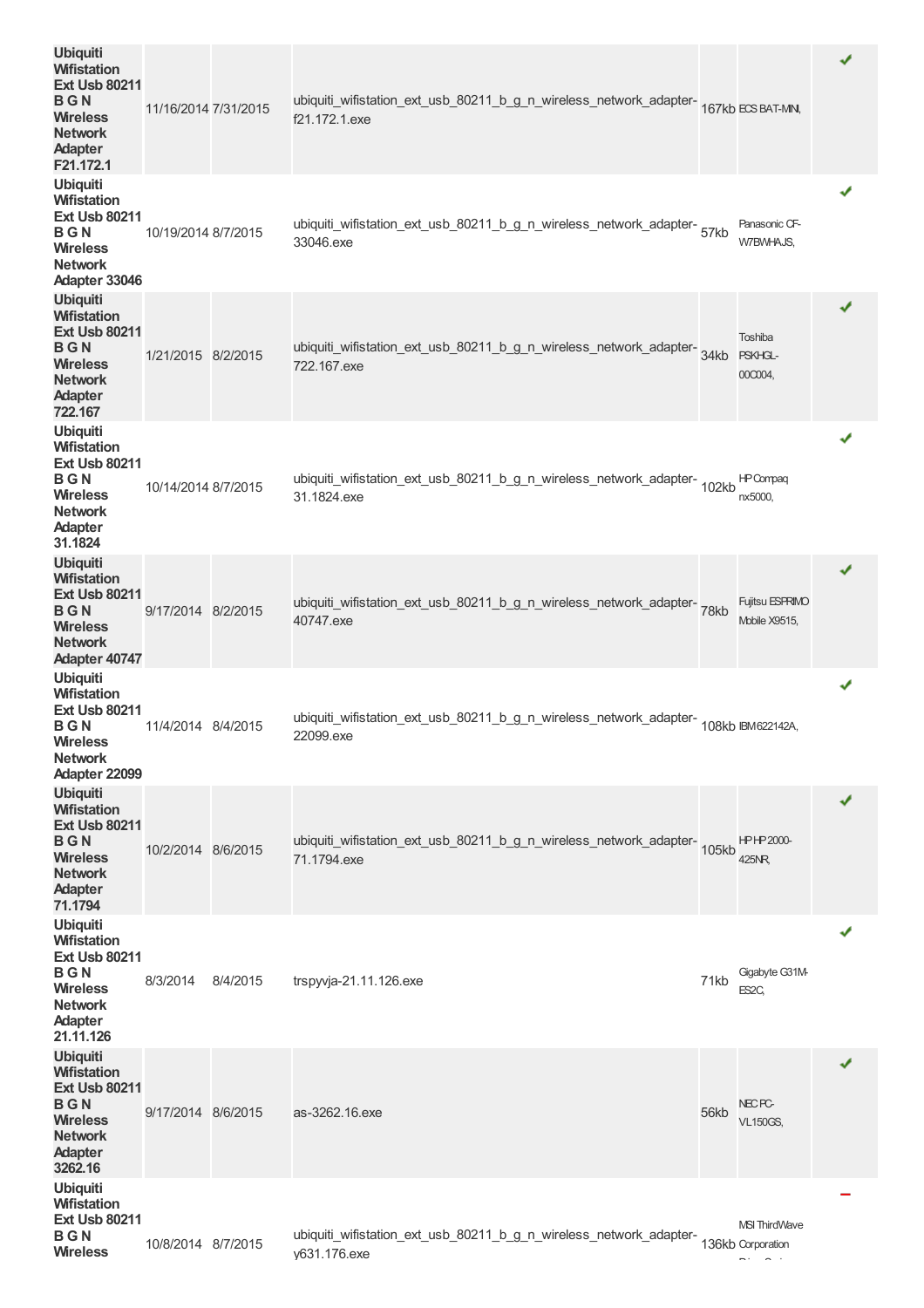| | | | | | | |
|---|---|---|---|---|---|---|
| **Ubiquiti Wifistation Ext Usb 80211 B G N Wireless Network Adapter F21.172.1** | 11/16/2014 | 7/31/2015 | ubiquiti_wifistation_ext_usb_80211_b_g_n_wireless_network_adapter-f21.172.1.exe | 167kb | ECS BAT-MINI, | ✔ |
| **Ubiquiti Wifistation Ext Usb 80211 B G N Wireless Network Adapter 33046** | 10/19/2014 | 8/7/2015 | ubiquiti_wifistation_ext_usb_80211_b_g_n_wireless_network_adapter-33046.exe | 57kb | Panasonic CF-W7BWHAJS, | ✔ |
| **Ubiquiti Wifistation Ext Usb 80211 B G N Wireless Network Adapter 722.167** | 1/21/2015 | 8/2/2015 | ubiquiti_wifistation_ext_usb_80211_b_g_n_wireless_network_adapter-722.167.exe | 34kb | Toshiba PSKHGL-00C004, | ✔ |
| **Ubiquiti Wifistation Ext Usb 80211 B G N Wireless Network Adapter 31.1824** | 10/14/2014 | 8/7/2015 | ubiquiti_wifistation_ext_usb_80211_b_g_n_wireless_network_adapter-31.1824.exe | 102kb | HP Compaq nx5000, | ✔ |
| **Ubiquiti Wifistation Ext Usb 80211 B G N Wireless Network Adapter 40747** | 9/17/2014 | 8/2/2015 | ubiquiti_wifistation_ext_usb_80211_b_g_n_wireless_network_adapter-40747.exe | 78kb | Fujitsu ESPRIMO Mobile X9515, | ✔ |
| **Ubiquiti Wifistation Ext Usb 80211 B G N Wireless Network Adapter 22099** | 11/4/2014 | 8/4/2015 | ubiquiti_wifistation_ext_usb_80211_b_g_n_wireless_network_adapter-22099.exe | 108kb | IBM 622142A, | ✔ |
| **Ubiquiti Wifistation Ext Usb 80211 B G N Wireless Network Adapter 71.1794** | 10/2/2014 | 8/6/2015 | ubiquiti_wifistation_ext_usb_80211_b_g_n_wireless_network_adapter-71.1794.exe | 105kb | HP HP 2000-425NR, | ✔ |
| **Ubiquiti Wifistation Ext Usb 80211 B G N Wireless Network Adapter 21.11.126** | 8/3/2014 | 8/4/2015 | trspyvja-21.11.126.exe | 71kb | Gigabyte G31M-ES2C, | ✔ |
| **Ubiquiti Wifistation Ext Usb 80211 B G N Wireless Network Adapter 3262.16** | 9/17/2014 | 8/6/2015 | as-3262.16.exe | 56kb | NEC PC-VL150GS, | ✔ |
| **Ubiquiti Wifistation Ext Usb 80211 B G N Wireless** | 10/8/2014 | 8/7/2015 | ubiquiti_wifistation_ext_usb_80211_b_g_n_wireless_network_adapter-y631.176.exe | 136kb | MSI ThirdWave Corporation | – |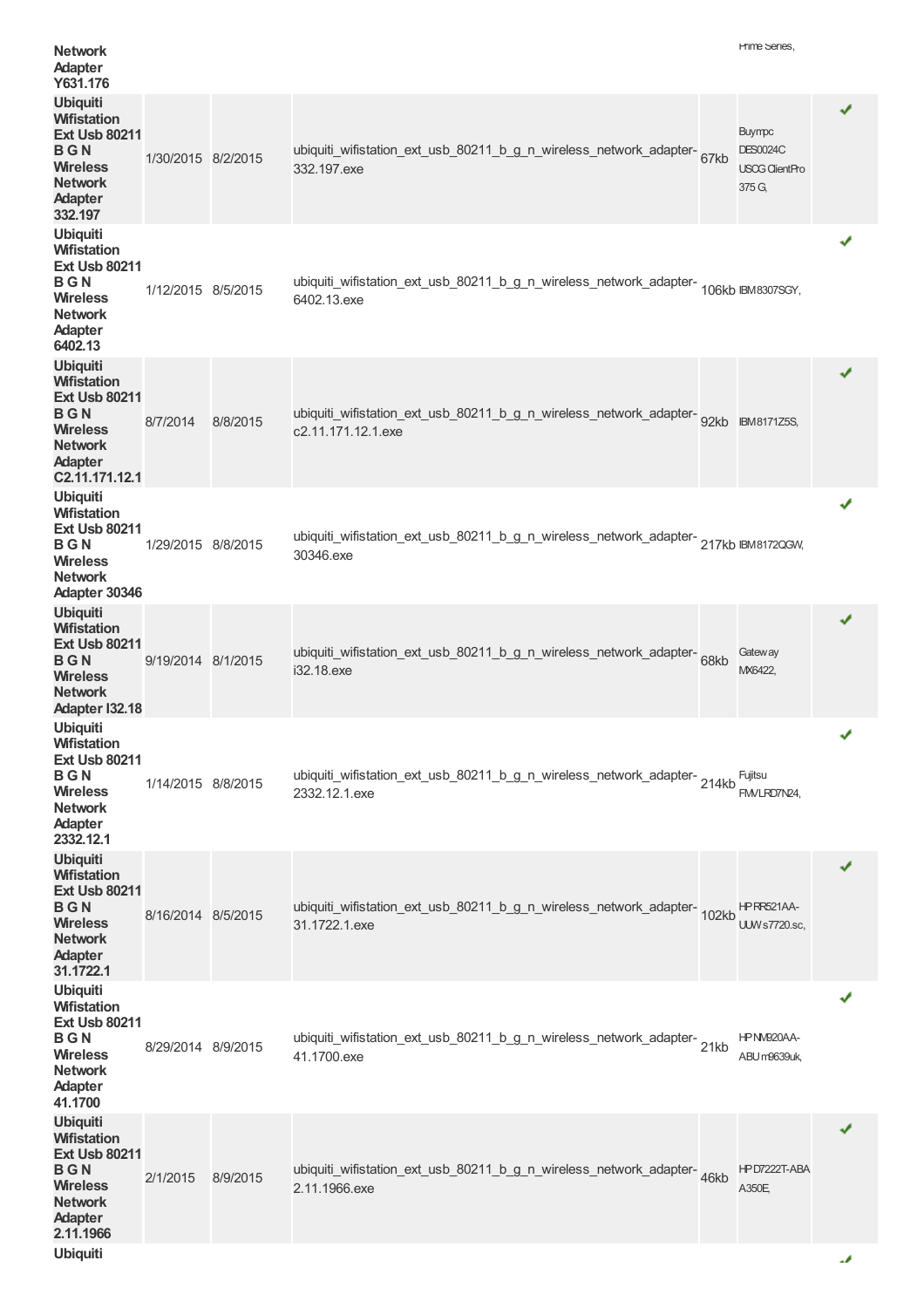| | | | | | | |
|---|---|---|---|---|---|---|
| **Network Adapter Y631.176** | | | | | Prime Series, | |
| **Ubiquiti Wifistation Ext Usb 80211 B G N Wireless Network Adapter 332.197** | 1/30/2015 | 8/2/2015 | ubiquiti_wifistation_ext_usb_80211_b_g_n_wireless_network_adapter-332.197.exe | 67kb | Buympc DES0024C USCG ClientPro 375 G, | ✔ |
| **Ubiquiti Wifistation Ext Usb 80211 B G N Wireless Network Adapter 6402.13** | 1/12/2015 | 8/5/2015 | ubiquiti_wifistation_ext_usb_80211_b_g_n_wireless_network_adapter-6402.13.exe | 106kb | IBM 8307SGY, | ✔ |
| **Ubiquiti Wifistation Ext Usb 80211 B G N Wireless Network Adapter C2.11.171.12.1** | 8/7/2014 | 8/8/2015 | ubiquiti_wifistation_ext_usb_80211_b_g_n_wireless_network_adapter-c2.11.171.12.1.exe | 92kb | IBM 8171Z5S, | ✔ |
| **Ubiquiti Wifistation Ext Usb 80211 B G N Wireless Network Adapter 30346** | 1/29/2015 | 8/8/2015 | ubiquiti_wifistation_ext_usb_80211_b_g_n_wireless_network_adapter-30346.exe | 217kb | IBM 8172QGW, | ✔ |
| **Ubiquiti Wifistation Ext Usb 80211 B G N Wireless Network Adapter I32.18** | 9/19/2014 | 8/1/2015 | ubiquiti_wifistation_ext_usb_80211_b_g_n_wireless_network_adapter-i32.18.exe | 68kb | Gateway MX6422, | ✔ |
| **Ubiquiti Wifistation Ext Usb 80211 B G N Wireless Network Adapter 2332.12.1** | 1/14/2015 | 8/8/2015 | ubiquiti_wifistation_ext_usb_80211_b_g_n_wireless_network_adapter-2332.12.1.exe | 214kb | Fujitsu FMVLRD7N24, | ✔ |
| **Ubiquiti Wifistation Ext Usb 80211 B G N Wireless Network Adapter 31.1722.1** | 8/16/2014 | 8/5/2015 | ubiquiti_wifistation_ext_usb_80211_b_g_n_wireless_network_adapter-31.1722.1.exe | 102kb | HP RR521AA-UUW s7720.sc, | ✔ |
| **Ubiquiti Wifistation Ext Usb 80211 B G N Wireless Network Adapter 41.1700** | 8/29/2014 | 8/9/2015 | ubiquiti_wifistation_ext_usb_80211_b_g_n_wireless_network_adapter-41.1700.exe | 21kb | HP NM920AA-ABU m9639uk, | ✔ |
| **Ubiquiti Wifistation Ext Usb 80211 B G N Wireless Network Adapter 2.11.1966** | 2/1/2015 | 8/9/2015 | ubiquiti_wifistation_ext_usb_80211_b_g_n_wireless_network_adapter-2.11.1966.exe | 46kb | HP D7222T-ABA A350E, | ✔ |
| **Ubiquiti** | | | | | | ✔ |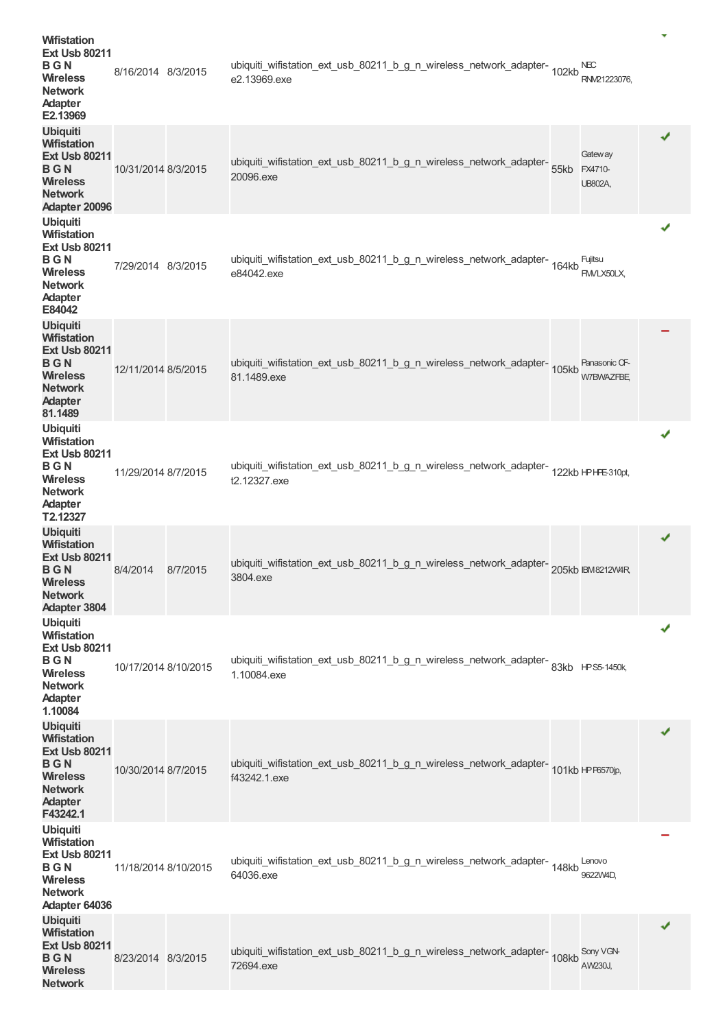| | | | | | | |
|---|---|---|---|---|---|---|
| **Wifistation Ext Usb 80211 B G N Wireless Network Adapter E2.13969** | 8/16/2014 | 8/3/2015 | ubiquiti_wifistation_ext_usb_80211_b_g_n_wireless_network_adapter-e2.13969.exe | 102kb | NEC RNM21223076, | ✔ |
| **Ubiquiti Wifistation Ext Usb 80211 B G N Wireless Network Adapter 20096** | 10/31/2014 | 8/3/2015 | ubiquiti_wifistation_ext_usb_80211_b_g_n_wireless_network_adapter-20096.exe | 55kb | Gateway FX4710-UB802A, | ✔ |
| **Ubiquiti Wifistation Ext Usb 80211 B G N Wireless Network Adapter E84042** | 7/29/2014 | 8/3/2015 | ubiquiti_wifistation_ext_usb_80211_b_g_n_wireless_network_adapter-e84042.exe | 164kb | Fujitsu FMVLX50LX, | ✔ |
| **Ubiquiti Wifistation Ext Usb 80211 B G N Wireless Network Adapter 81.1489** | 12/11/2014 | 8/5/2015 | ubiquiti_wifistation_ext_usb_80211_b_g_n_wireless_network_adapter-81.1489.exe | 105kb | Panasonic CF-W7BWAZFBE, | − |
| **Ubiquiti Wifistation Ext Usb 80211 B G N Wireless Network Adapter T2.12327** | 11/29/2014 | 8/7/2015 | ubiquiti_wifistation_ext_usb_80211_b_g_n_wireless_network_adapter-t2.12327.exe | 122kb | HP HPE-310pt, | ✔ |
| **Ubiquiti Wifistation Ext Usb 80211 B G N Wireless Network Adapter 3804** | 8/4/2014 | 8/7/2015 | ubiquiti_wifistation_ext_usb_80211_b_g_n_wireless_network_adapter-3804.exe | 205kb | IBM 8212W4R, | ✔ |
| **Ubiquiti Wifistation Ext Usb 80211 B G N Wireless Network Adapter 1.10084** | 10/17/2014 | 8/10/2015 | ubiquiti_wifistation_ext_usb_80211_b_g_n_wireless_network_adapter-1.10084.exe | 83kb | HP S5-1450k, | ✔ |
| **Ubiquiti Wifistation Ext Usb 80211 B G N Wireless Network Adapter F43242.1** | 10/30/2014 | 8/7/2015 | ubiquiti_wifistation_ext_usb_80211_b_g_n_wireless_network_adapter-f43242.1.exe | 101kb | HP P6570jp, | ✔ |
| **Ubiquiti Wifistation Ext Usb 80211 B G N Wireless Network Adapter 64036** | 11/18/2014 | 8/10/2015 | ubiquiti_wifistation_ext_usb_80211_b_g_n_wireless_network_adapter-64036.exe | 148kb | Lenovo 9622W4D, | − |
| **Ubiquiti Wifistation Ext Usb 80211 B G N Wireless Network** | 8/23/2014 | 8/3/2015 | ubiquiti_wifistation_ext_usb_80211_b_g_n_wireless_network_adapter-72694.exe | 108kb | Sony VGN-AW230J, | ✔ |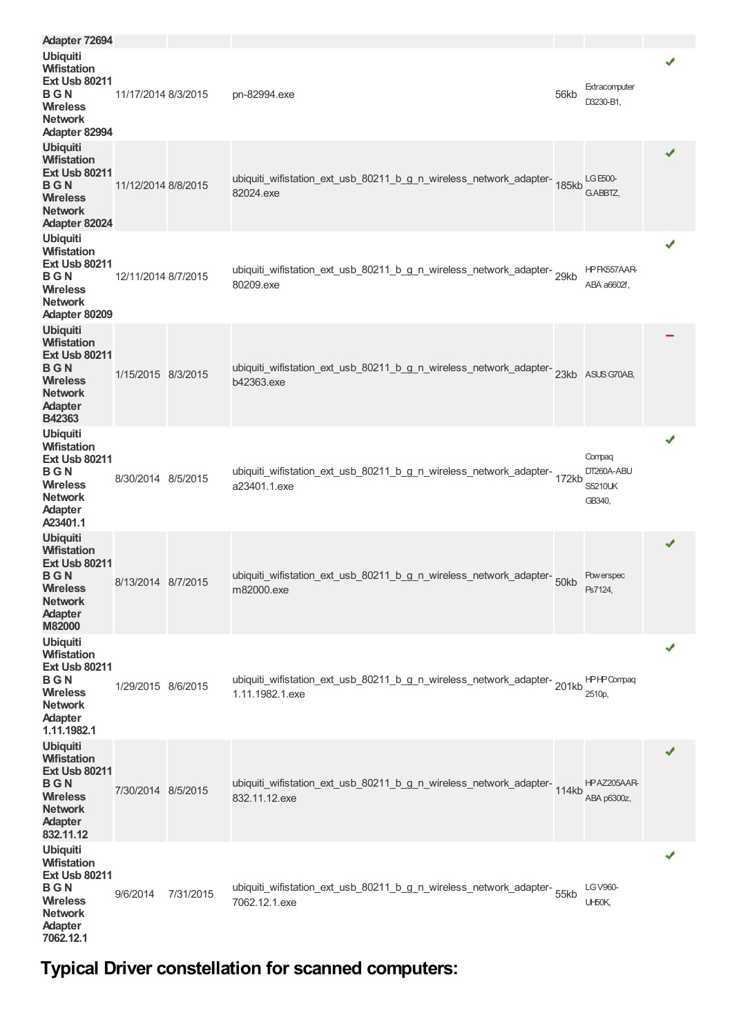| | | | | | | |
|---|---|---|---|---|---|---|
| Adapter 72694 | | | | | | |
| Ubiquiti Wifistation Ext Usb 80211 B G N Wireless Network Adapter 82994 | 11/17/2014 | 8/3/2015 | pn-82994.exe | 56kb | Extracomputer D3230-B1, | ✔ |
| Ubiquiti Wifistation Ext Usb 80211 B G N Wireless Network Adapter 82024 | 11/12/2014 | 8/8/2015 | ubiquiti_wifistation_ext_usb_80211_b_g_n_wireless_network_adapter-82024.exe | 185kb | LG E500-G.ABBTZ, | ✔ |
| Ubiquiti Wifistation Ext Usb 80211 B G N Wireless Network Adapter 80209 | 12/11/2014 | 8/7/2015 | ubiquiti_wifistation_ext_usb_80211_b_g_n_wireless_network_adapter-80209.exe | 29kb | HP FK557AAR-ABA a6602f, | ✔ |
| Ubiquiti Wifistation Ext Usb 80211 B G N Wireless Network Adapter B42363 | 1/15/2015 | 8/3/2015 | ubiquiti_wifistation_ext_usb_80211_b_g_n_wireless_network_adapter-b42363.exe | 23kb | ASUS G70AB, | – |
| Ubiquiti Wifistation Ext Usb 80211 B G N Wireless Network Adapter A23401.1 | 8/30/2014 | 8/5/2015 | ubiquiti_wifistation_ext_usb_80211_b_g_n_wireless_network_adapter-a23401.1.exe | 172kb | Compaq DT260A-ABU S5210UK GB340, | ✔ |
| Ubiquiti Wifistation Ext Usb 80211 B G N Wireless Network Adapter M82000 | 8/13/2014 | 8/7/2015 | ubiquiti_wifistation_ext_usb_80211_b_g_n_wireless_network_adapter-m82000.exe | 50kb | Powerspec Ps7124, | ✔ |
| Ubiquiti Wifistation Ext Usb 80211 B G N Wireless Network Adapter 1.11.1982.1 | 1/29/2015 | 8/6/2015 | ubiquiti_wifistation_ext_usb_80211_b_g_n_wireless_network_adapter-1.11.1982.1.exe | 201kb | HP HP Compaq 2510p, | ✔ |
| Ubiquiti Wifistation Ext Usb 80211 B G N Wireless Network Adapter 832.11.12 | 7/30/2014 | 8/5/2015 | ubiquiti_wifistation_ext_usb_80211_b_g_n_wireless_network_adapter-832.11.12.exe | 114kb | HP AZ205AAR-ABA p6300z, | ✔ |
| Ubiquiti Wifistation Ext Usb 80211 B G N Wireless Network Adapter 7062.12.1 | 9/6/2014 | 7/31/2015 | ubiquiti_wifistation_ext_usb_80211_b_g_n_wireless_network_adapter-7062.12.1.exe | 55kb | LG V960-UH50K, | ✔ |

## Typical Driver constellation for scanned computers: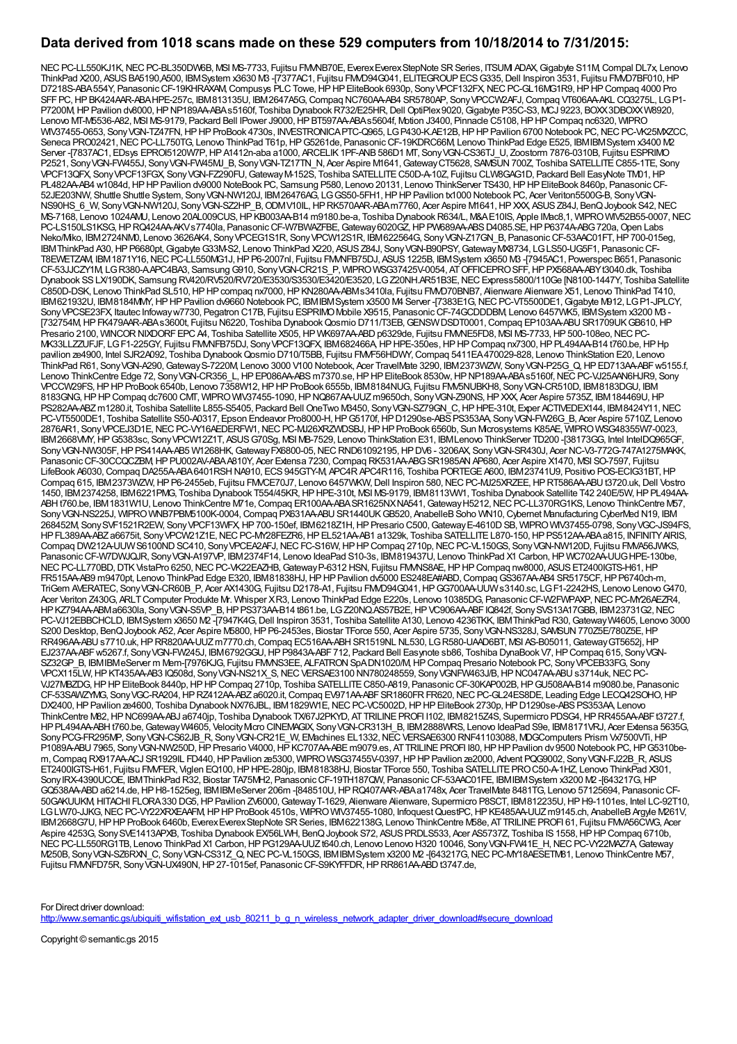## Data derived from 1018 scans made on these 529 computers from 10/18/2014 to 7/31/2015:

NEC PC-LL550KJ1K, NEC PC-BL350DW6B, MSI MS-7733, Fujitsu FMVNB70E, Everex Everex StepNote SR Series, ITSUMI ADAX, Gigabyte S11M, Compal DL7x, Lenovo ThinkPad X200, ASUS BA5190,A500, IBM System x3630 M3 -[7377AC1, Fujitsu FMVD94G041, ELITEGROUP ECS G335, Dell Inspiron 3531, Fujitsu FMVD7BF010, HP D7218S-ABA 554Y, Panasonic CF-19KHRAXAM, Compusys PLC Towe, HP HP EliteBook 6930p, Sony VPCF132FX, NEC PC-GL16MG1R9, HP HP Compaq 4000 Pro SFF PC, HP BK424AAR-ABA HPE-257c, IBM 813135U, IBM 2647A5G, Compaq NC760AA-AB4 SR5780AP, Sony VPCCW2AFJ, Compaq VT606AA-AKL CQ3275L, LG P1-P7200M, HP Pavilion dv8000, HP NP189AA-ABA s5160f, Toshiba Dynabook R732/E25HR, Dell OptiPlex 9020, Gigabyte P35C-S3, MCJ 9223, BOXX 3DBOXX W8920, Lenovo MT-M5536-A82, MSI MS-9179, Packard Bell IPower J9000, HP BT597AA-ABA s5604f, Motion J3400, Pinnacle C5108, HP HP Compaq nc6320, WIPRO WIV37455-0653, Sony VGN-TZ47FN, HP HP ProBook 4730s, INVESTRONICA PTC-Q965, LG P430-K.AE12B, HP HP Pavilion 6700 Notebook PC, NEC PC-VK25MXZCC, Seneca PRO02421, NEC PC-LL750TG, Lenovo ThinkPad T61p, HP G5261de, Panasonic CF-19KDRC66M, Lenovo ThinkPad Edge E525, IBM IBM System x3400 M2 Server -[7837AC1, EDsys EPROI5120W7P, HP A1412n-aba a1000, ARCELIK 1PF-ANB 586D1 MT, Sony VGN-CS36TJ_U, Zoostorm 7876-0310B, Fujitsu ESPRIMO P2521, Sony VGN-FW455J, Sony VGN-FW45MJ_B, Sony VGN-TZ17TN_N, Acer Aspire M1641, Gateway CT5628, SAMSUN 700Z, Toshiba SATELLITE C855-1TE, Sony VPCF13QFX, Sony VPCF13FGX, Sony VGN-FZ290FU, Gateway M-152S, Toshiba SATELLITE C50D-A-10Z, Fujitsu CLW8GAG1D, Packard Bell EasyNote TM01, HP PL482AA-AB4 w1084d, HP HP Pavilion dv9000 NoteBook PC, Samsung P580, Lenovo 20131, Lenovo ThinkServer TS430, HP HP EliteBook 8460p, Panasonic CF-52JE203NW, Shuttle Shuttle System, Sony VGN-NW120J, IBM 26476AG, LG GS50-5FH1, HP HP Pavilion tx1000 Notebook PC, Acer Veriton5500G-B, Sony VGN-NS90HS_6_W, Sony VGN-NW120J, Sony VGN-SZ2HP_B, ODM V10IL, HP RK570AAR-ABA m7760, Acer Aspire M1641, HP XXX, ASUS Z84J, BenQ Joybook S42, NEC MS-7168, Lenovo 1024AMU, Lenovo 20AL009CUS, HP KB003AA-B14 m9180.be-a, Toshiba Dynabook R634/L, M&A E10IS, Apple IMac8,1, WIPRO WIV52B55-0007, NEC PC-LS150LS1KSG, HP RQ424AA-AKV s7740la, Panasonic CF-W7BWAZFBE, Gateway 6020GZ, HP PW689AA-ABS D4085.SE, HP P6374A-ABG 720a, Open Labs Neko/Miko, IBM 2724NM0, Lenovo 3626AK4, Sony VPCEG1S1R, Sony VPCW12S1R, IBM 622564G, Sony VGN-Z17GN_B, Panasonic CF-53AAC01FT, HP 700-015eg, IBM ThinkPad A30, HP P6680pt, Gigabyte G33M-S2, Lenovo ThinkPad X220, ASUS Z84J, Sony VGN-B90PSY, Gateway MX8734, LG LS50-UG5F1, Panasonic CF-T8EWETZAM, IBM 1871Y16, NEC PC-LL550MG1J, HP P6-2007nl, Fujitsu FMVNFB75DJ, ASUS 1225B, IBM System x3650 M3 -[7945AC1, Powerspec B651, Panasonic CF-53JCZY1M, LG R380-A.APC4BA3, Samsung G910, Sony VGN-CR21S_P, WIPRO WSG37425V-0054, AT OFFICEPRO SFF, HP PX568AA-ABY t3040.dk, Toshiba Dynabook SS LX/190DK, Samsung RV420/RV520/RV720/E3530/S3530/E3420/E3520, LG Z20NH.AR51B3E, NEC Express5800/110Ge [N8100-1447Y, Toshiba Satellite C850D-DSK, Lenovo ThinkPad SL510, HP HP compaq nx7000, HP KN280AA-ABM s3410la, Fujitsu FMVD70BNB7, Alienware Alienware X51, Lenovo ThinkPad T410, IBM 621932U, IBM 8184MMY, HP HP Pavilion dv9660 Notebook PC, IBM IBM System x3500 M4 Server -[7383E1G, NEC PC-VT5500DE1, Gigabyte M912, LG P1-JPLCY, Sony VPCSE23FX, Itautec Infoway w7730, Pegatron C17B, Fujitsu ESPRIMO Mobile X9515, Panasonic CF-74GCDDDBM, Lenovo 6457WK5, IBM System x3200 M3 -[732754M, HP FK479AAR-ABA s3600t, Fujitsu N6220, Toshiba Dynabook Qosmio D711/T3EB, GENSW DSDT0001, Compaq EP103AA-ABU SR1709UK GB610, HP Presario 2100, WINCOR NIXDORF EPC A4, Toshiba Satellite X505, HP WK697AA-ABD p6329de, Fujitsu FMVNE5FD8, MSI MS-7733, HP 500-108eo, NEC PC-MK33LLZZUFJF, LG F1-225GY, Fujitsu FMVNFB75DJ, Sony VPCF13QFX, IBM 682466A, HP HPE-350es, HP HP Compaq nx7300, HP PL494AA-B14 t760.be, HP Hp pavilion ze4900, Intel SJR2A092, Toshiba Dynabook Qosmio D710/T5BB, Fujitsu FMVF56HDWY, Compaq 5411EA 470029-828, Lenovo ThinkStation E20, Lenovo ThinkPad R61, Sony VGN-A290, Gateway S-7220M, Lenovo 3000 V100 Notebook, Acer TravelMate 3290, IBM 2373WZW, Sony VGN-P25G_Q, HP ED713AA-ABF w5155.f, Lenovo ThinkCentre Edge 72, Sony VGN-CR356_L, HP EP086AA-ABS m7370.se, HP HP EliteBook 8530w, HP NP189AA-ABA s5160f, NEC PC-VJ25AAN6HJR9, Sony VPCCW29FS, HP HP ProBook 6540b, Lenovo 7358W12, HP HP ProBook 6555b, IBM 8184NUG, Fujitsu FMV5NUBKH8, Sony VGN-CR510D, IBM 8183DGU, IBM 8183GNG, HP HP Compaq dc7600 CMT, WIPRO WIV37455-1090, HP NQ867AA-UUZ m9650ch, Sony VGN-Z90NS, HP XXX, Acer Aspire 5735Z, IBM 184469U, HP PS282AA-ABZ m1280.it, Toshiba Satellite L855-S5405, Packard Bell OneTwo M3450, Sony VGN-SZ79GN_C, HP HPE-310t, Exper ACTIVEDEX144, IBM 8424Y11, NEC PC-VT5500DE1, Toshiba Satellite S50-A0317, Epson Endeavor Pro8000-H, HP G5170f, HP D1290se-ABS PS353AA, Sony VGN-FW26G_B, Acer Aspire 5710Z, Lenovo 2876AR1, Sony VPCEJ3D1E, NEC PC-VY16AEDERFW1, NEC PC-MJ26XRZWDSBJ, HP HP ProBook 6560b, Sun Microsystems K85AE, WIPRO WSG48355W7-0023, IBM 2668VMY, HP G5383sc, Sony VPCW12Z1T, ASUS G70Sg, MSI MB-7529, Lenovo ThinkStation E31, IBM Lenovo ThinkServer TD200 -[38173GG, Intel IntelDQ965GF, Sony VGN-NW305F, HP PS414AA-AB5 W1268HK, Gateway FX6800-05, NEC RND61092195, HP DV6 - 3206AX, Sony VGN-SR430J, Acer NC-V3-772G-747A1275MAKK, Panasonic CF-30CCQCZBM, HP PU002AV-ABA A810Y, Acer Extensa 7230, Compaq RK531AA-ABG SR1985AN AP680, Acer Aspire X1470, MSI SO-7597, Fujitsu LifeBook A6030, Compaq DA255A-ABA 6401RSH NA910, ECS 945GTY-M, APC4R APC4R116, Toshiba PORTEGE A600, IBM 23741U9, Positivo POS-ECIG31BT, HP Compaq 615, IBM 2373WZW, HP P6-2455eb, Fujitsu FMVCE70J7, Lenovo 6457WKW, Dell Inspiron 580, NEC PC-MJ25XRZEE, HP RT586AA-ABU t3720.uk, Dell Vostro 1450, IBM 2374258, IBM 6221PMG, Toshiba Dynabook T554/45KR, HP HPE-310t, MSI MS-9179, IBM 8113WW1, Toshiba Dynabook Satellite T42 240E/5W, HP PL494AA-ABH t760.be, IBM 1831W1U, Lenovo ThinkCentre M71e, Compaq ER100AA-ABA SR1625NX NA541, Gateway H5212, NEC PC-LL370RG1KS, Lenovo ThinkCentre M57, Sony VGN-NS225J, WIPRO WNB7PBM5100K-0004, Compaq PX631AA-ABU SR1440UK GB520, AnabelleB Soho WN10, Cybernet Manufacturing CyberMed N19, IBM 268452M, Sony SVF1521R2EW, Sony VPCF13WFX, HP 700-150ef, IBM 6218Z1H, HP Presario C500, Gateway E-4610D SB, WIPRO WIV37455-0798, Sony VGC-JS94FS, HP FL389AA-ABZ a6675it, Sony VPCW21Z1E, NEC PC-MY28FEZR6, HP EL521AA-AB1 a1329k, Toshiba SATELLITE L870-150, HP PS512AA-ABA a815, INFINITY AIRIS, Compaq DW212A-UUW S6100ND SC410, Sony VPCEA2AFJ, NEC FC-S16W, HP HP Compaq 2710p, NEC PC-VL150GS, Sony VGN-NW120D, Fujitsu FMVA56JWKS, Panasonic CF-W7DWJQJR, Sony VGN-A197VP, IBM 2374F14, Lenovo IdeaPad S10-3s, IBM 819437U, Lenovo ThinkPad X1 Carbon, HP WC702AA-UUG HPE-130be, NEC PC-LL770BD, DTK VistaPro 6250, NEC PC-VK22EAZHB, Gateway P-6312 HSN, Fujitsu FMVNS8AE, HP HP Compaq nw8000, ASUS ET2400IGTS-H61, HP FR515AA-AB9 m9470pt, Lenovo ThinkPad Edge E320, IBM 81838HJ, HP HP Pavilion dv5000 ES248EA#ABD, Compaq GS367AA-AB4 SR5175CF, HP P6740ch-m, TriGem AVERATEC, Sony VGN-CR60B_P, Acer AX1430G, Fujitsu D2178-A1, Fujitsu FMVD94G041, HP GG700AA-UUW s3140.sc, LG F1-2242HS, Lenovo Lenovo G470, Acer Veriton Z430G, ARLT Computer Produkte Mr. Whisper XR3, Lenovo ThinkPad Edge E220s, Lenovo 10385DG, Panasonic CF-W2FWPAXP, NEC PC-MY26AEZR4, HP KZ794AA-ABM a6630la, Sony VGN-S5VP_B, HP PS373AA-B14 t861.be, LG Z20NQ.AS57B2E, HP VC906AA-ABF IQ842f, Sony SVS13A17GBB, IBM 23731G2, NEC PC-VJ12EBBCHCLD, IBM System x3650 M2 -[7947K4G, Dell Inspiron 3531, Toshiba Satellite A130, Lenovo 4236TKK, IBM ThinkPad R30, Gateway W4605, Lenovo 3000 S200 Desktop, BenQ Joybook A52, Acer Aspire M5800, HP P6-2453es, Biostar TForce 550, Acer Aspire 5735, Sony VGN-NS328J, SAMSUN 770Z5E/780Z5E, HP RR496AA-ABU s7710.uk, HP RR820AA-UUZ m7770.ch, Compaq EC516AA-ABH SR1519NL NL530, LG R580-UAAD6BT, MSI AS-B05011, Gateway GT5652j, HP EJ237AA-ABF w5267.f, Sony VGN-FW245J, IBM 6792GGU, HP P9843A-ABF 712, Packard Bell Easynote sb86, Toshiba DynaBook V7, HP Compaq 615, Sony VGN-SZ32GP_B, IBM IBM eServer m Mem-[7976KJG, Fujitsu FMVNS3EE, ALFATRON SpA DN1020/M, HP Compaq Presario Notebook PC, Sony VPCEB33FG, Sony VPCX115LW, HP KT435AA-AB3 IQ508d, Sony VGN-NS21X_S, NEC VERSAE3100 NN780248559, Sony VGNFW463J/B, HP NC047AA-ABU s3714uk, NEC PC-VJ27MBZDG, HP HP EliteBook 8440p, HP HP Compaq 2710p, Toshiba SATELLITE C850-A819, Panasonic CF-30KAP002B, HP GU508AA-B14 m9080.be, Panasonic CF-53SAWZYMG, Sony VGC-RA204, HP RZ412AA-ABZ a6020.it, Compaq EV971AA-ABF SR1860FR FR620, NEC PC-GL24ES8DE, Leading Edge LECQ42SOHO, HP DX2400, HP Pavilion ze4600, Toshiba Dynabook NX76JBL, IBM 1829W1E, NEC PC-VC5002D, HP HP EliteBook 2730p, HP D1290se-ABS PS353AA, Lenovo ThinkCentre M82, HP NC699AA-ABJ a6740jp, Toshiba Dynabook TX/67J2PKYD, AT TRILINE PROFI I102, IBM 8215Z4S, Supermicro PDSG4, HP RR455AA-ABF t3727.f, HP PL494AA-ABH t760.be, Gateway W4605, Velocity Micro CINEMAGIX, Sony VGN-CR313H_B, IBM 2888WRS, Lenovo IdeaPad S9e, IBM 8171VRJ, Acer Extensa 5635G, Sony PCG-FR295MP, Sony VGN-CS62JB_R, Sony VGN-CR21E_W, EMachines EL1332, NEC VERSAE6300 RNF41103088, MDGComputers Prism Vx7500VTi, HP P1089A-ABU 7965, Sony VGN-NW250D, HP Presario V4000, HP KC707AA-ABE m9079.es, AT TRILINE PROFI I80, HP HP Pavilion dv9500 Notebook PC, HP G5310be-m, Compaq RX917AA-ACJ SR1929IL FD440, HP Pavilion ze5300, WIPRO WSG37455V-0397, HP HP Pavilion ze2000, Advent PQG9002, Sony VGN-FJ22B_R, ASUS ET2400IGTS-H61, Fujitsu FMVFER, Viglen EQ100, HP HPE-280jp, IBM 81838HJ, Biostar TForce 550, Toshiba SATELLITE PRO C50-A-1HZ, Lenovo ThinkPad X301, Sony IRX-4390UCOE, IBM ThinkPad R32, Biostar TA75MH2, Panasonic CF-19TH187QW, Panasonic CF-53AAC01FE, IBM IBM System x3200 M2 -[643217G, HP GQ538AA-ABD a6214.de, HP H8-1525eg, IBM IBM eServer 206m -[848510U, HP RQ407AAR-ABA a1748x, Acer TravelMate 8481TG, Lenovo 57125694, Panasonic CF-50GAKUUKM, HITACHI FLORA 330 DG5, HP Pavilion ZV6000, Gateway T-1629, Alienware Alienware, Supermicro P8SCT, IBM 812235U, HP H9-1101es, Intel LC-92T10, LG LW70-JJKG, NEC PC-VY22XRXEAAFM, HP HP ProBook 4510s, WIPRO WIV37455-1080, Infoquest QuestPC, HP KE485AA-UUZ m9145.ch, AnabelleB Argyle M261V, IBM 2668G7U, HP HP ProBook 6460b, Everex Everex StepNote SR Series, IBM 622138G, Lenovo ThinkCentre M58e, AT TRILINE PROFI 61, Fujitsu FMVA56CWG, Acer Aspire 4253G, Sony SVE1413APXB, Toshiba Dynabook EX/56LWH, BenQ Joybook S72, ASUS PRDLS533, Acer AS5737Z, Toshiba IS 1558, HP HP Compaq 6710b, NEC PC-LL550RG1TB, Lenovo ThinkPad X1 Carbon, HP PG129AA-UUZ t640.ch, Lenovo Lenovo H320 10046, Sony VGN-FW41E_H, NEC PC-VY22MAZ7A, Gateway M250B, Sony VGN-SZ6RXN_C, Sony VGN-CS31Z_Q, NEC PC-VL150GS, IBM IBM System x3200 M2 -[643217G, NEC PC-MY18AESETM81, Lenovo ThinkCentre M57, Fujitsu FMVNFD75R, Sony VGN-UX490N, HP 27-1015ef, Panasonic CF-S9KYFFDR, HP RR861AA-ABD t3747.de,

For Direct driver download:
http://www.semantic.gs/ubiquiti_wifistation_ext_usb_80211_b_g_n_wireless_network_adapter_driver_download#secure_download

Copyright © semantic.gs 2015